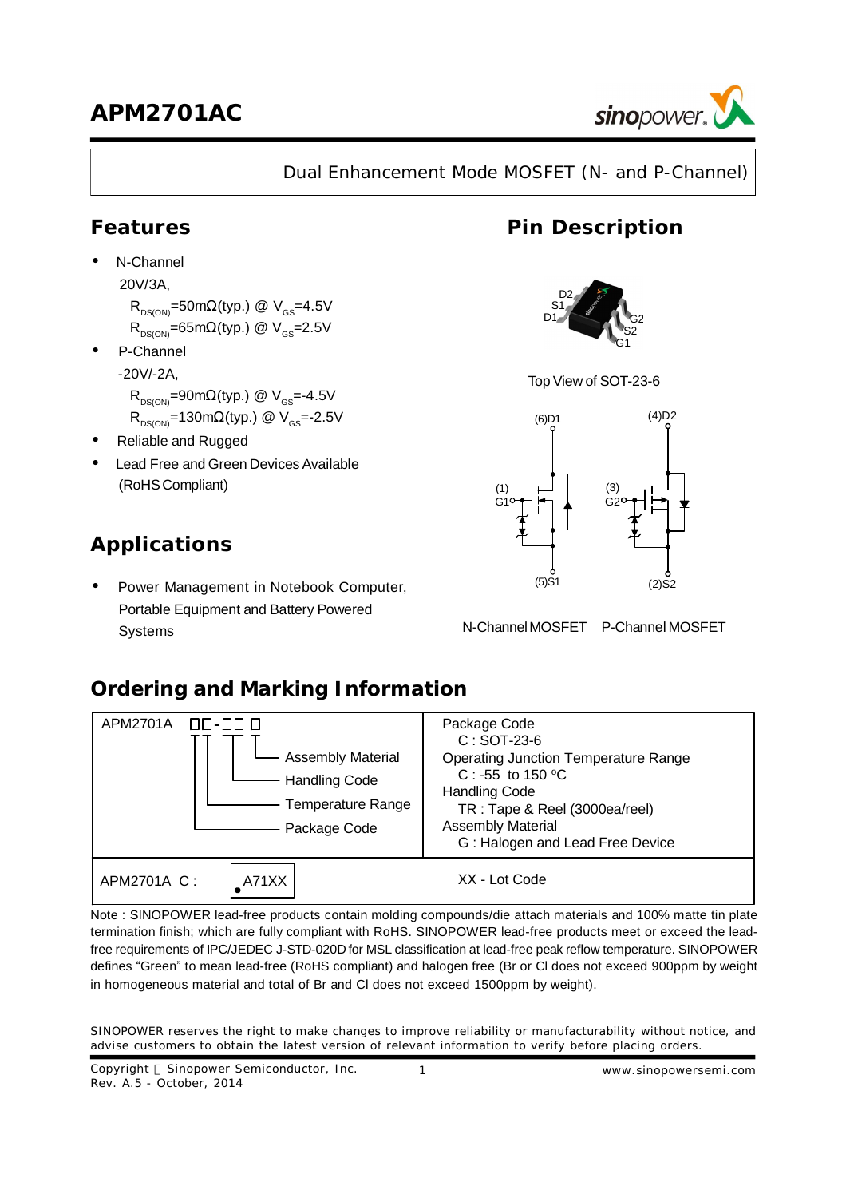# APM2701AC

Dual Enhancement Mode MOSFET (N- and P-Channel)

## Features

- N-Channel
  20V/3A,
  $R_{DS(ON)}$=50mΩ(typ.) @ $V_{GS}$=4.5V
  $R_{DS(ON)}$=65mΩ(typ.) @ $V_{GS}$=2.5V
- P-Channel
  -20V/-2A,
  $R_{DS(ON)}$=90mΩ(typ.) @ $V_{GS}$=-4.5V
  $R_{DS(ON)}$=130mΩ(typ.) @ $V_{GS}$=-2.5V
- Reliable and Rugged
- Lead Free and Green Devices Available (RoHS Compliant)

## Pin Description

D2
S1
D1
G2
S2
G1

Top View of SOT-23-6

(6)D1
(1) G1
(5)S1
(4)D2
(3) G2
(2)S2

N-Channel MOSFET P-Channel MOSFET

## Applications

- Power Management in Notebook Computer, Portable Equipment and Battery Powered Systems

## Ordering and Marking Information

| | |
|---|---|
| APM2701A □□-□□ □<br>Assembly Material<br>Handling Code<br>Temperature Range<br>Package Code | Package Code<br>C : SOT-23-6<br>Operating Junction Temperature Range<br>C : -55 to 150 °C<br>Handling Code<br>TR : Tape & Reel (3000ea/reel)<br>Assembly Material<br>G : Halogen and Lead Free Device |
| APM2701A C : A71XX | XX - Lot Code |

Note : SINOPOWER lead-free products contain molding compounds/die attach materials and 100% matte tin plate termination finish; which are fully compliant with RoHS. SINOPOWER lead-free products meet or exceed the lead-free requirements of IPC/JEDEC J-STD-020D for MSL classification at lead-free peak reflow temperature. SINOPOWER defines "Green" to mean lead-free (RoHS compliant) and halogen free (Br or Cl does not exceed 900ppm by weight in homogeneous material and total of Br and Cl does not exceed 1500ppm by weight).

SINOPOWER reserves the right to make changes to improve reliability or manufacturability without notice, and advise customers to obtain the latest version of relevant information to verify before placing orders.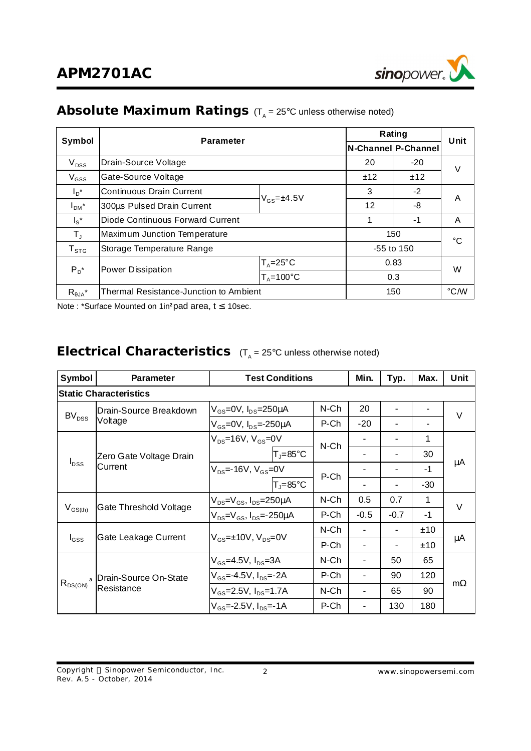## Absolute Maximum Ratings ($T_A$ = 25°C unless otherwise noted)

| Symbol | Parameter | | Rating | | Unit |
|---|---|---|---|---|---|
| | | | N-Channel | P-Channel | |
| $V_{DSS}$ | Drain-Source Voltage | | 20 | -20 | V |
| $V_{GSS}$ | Gate-Source Voltage | | ±12 | ±12 | V |
| $I_D$* | Continuous Drain Current | $V_{GS}$=±4.5V | 3 | -2 | A |
| $I_{DM}$* | 300µs Pulsed Drain Current | $V_{GS}$=±4.5V | 12 | -8 | A |
| $I_S$* | Diode Continuous Forward Current | | 1 | -1 | A |
| $T_J$ | Maximum Junction Temperature | | 150 | | °C |
| $T_{STG}$ | Storage Temperature Range | | -55 to 150 | | °C |
| $P_D$* | Power Dissipation | $T_A$=25°C | 0.83 | | W |
| | | $T_A$=100°C | 0.3 | | W |
| $R_{\theta JA}$* | Thermal Resistance-Junction to Ambient | | 150 | | °C/W |

Note : *Surface Mounted on 1in² pad area, t ≤ 10sec.

## Electrical Characteristics ($T_A$ = 25°C unless otherwise noted)

| Symbol | Parameter | Test Conditions | | | Min. | Typ. | Max. | Unit |
|---|---|---|---|---|---|---|---|---|
| **Static Characteristics** | | | | | | | | |
| $BV_{DSS}$ | Drain-Source Breakdown Voltage | $V_{GS}$=0V, $I_{DS}$=250µA | | N-Ch | 20 | - | - | V |
| | | $V_{GS}$=0V, $I_{DS}$=-250µA | | P-Ch | -20 | - | - | V |
| $I_{DSS}$ | Zero Gate Voltage Drain Current | $V_{DS}$=16V, $V_{GS}$=0V | | N-Ch | - | - | 1 | µA |
| | | | $T_J$=85°C | N-Ch | - | - | 30 | µA |
| | | $V_{DS}$=-16V, $V_{GS}$=0V | | P-Ch | - | - | -1 | µA |
| | | | $T_J$=85°C | P-Ch | - | - | -30 | µA |
| $V_{GS(th)}$ | Gate Threshold Voltage | $V_{DS}$=$V_{GS}$, $I_{DS}$=250µA | | N-Ch | 0.5 | 0.7 | 1 | V |
| | | $V_{DS}$=$V_{GS}$, $I_{DS}$=-250µA | | P-Ch | -0.5 | -0.7 | -1 | V |
| $I_{GSS}$ | Gate Leakage Current | $V_{GS}$=±10V, $V_{DS}$=0V | | N-Ch | - | - | ±10 | µA |
| | | | | P-Ch | - | - | ±10 | µA |
| $R_{DS(ON)}$ [a] | Drain-Source On-State Resistance | $V_{GS}$=4.5V, $I_{DS}$=3A | | N-Ch | - | 50 | 65 | mΩ |
| | | $V_{GS}$=-4.5V, $I_{DS}$=-2A | | P-Ch | - | 90 | 120 | mΩ |
| | | $V_{GS}$=2.5V, $I_{DS}$=1.7A | | N-Ch | - | 65 | 90 | mΩ |
| | | $V_{GS}$=-2.5V, $I_{DS}$=-1A | | P-Ch | - | 130 | 180 | mΩ |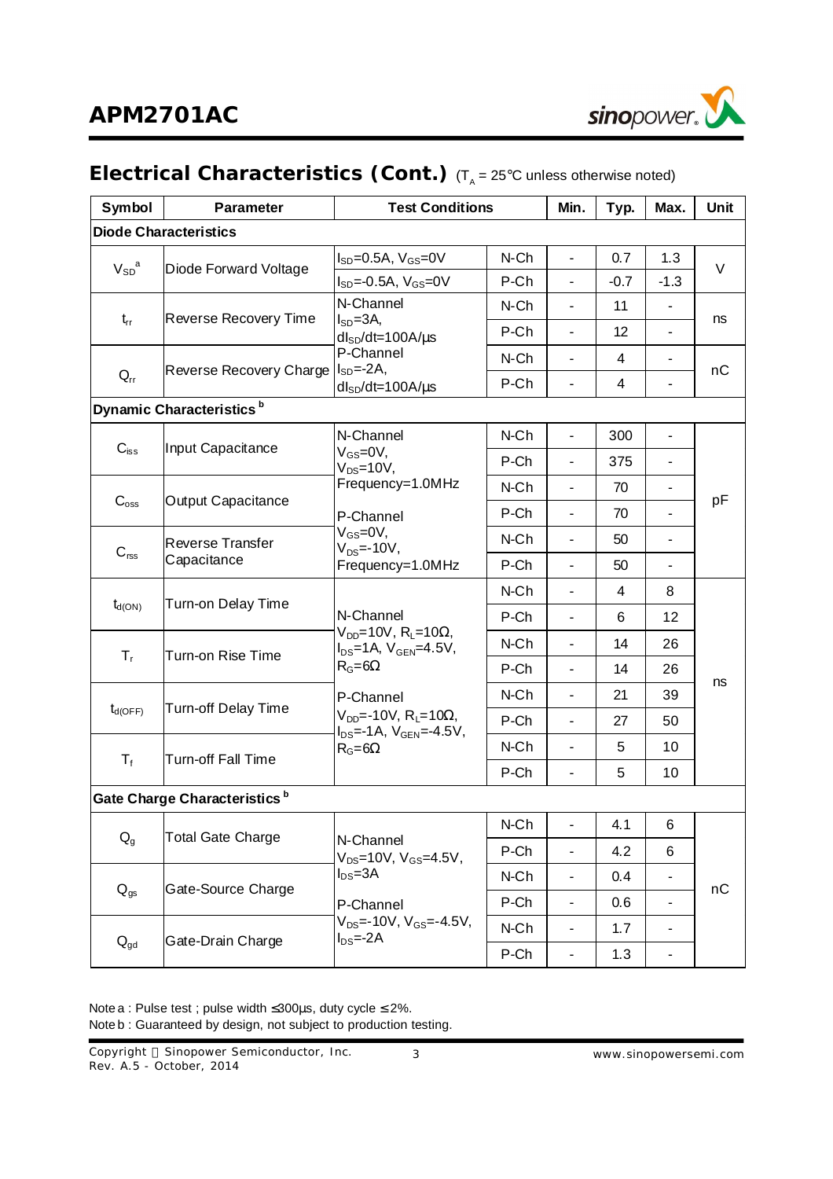## Electrical Characteristics (Cont.) ($T_A$ = 25°C unless otherwise noted)

| Symbol | Parameter | Test Conditions | | Min. | Typ. | Max. | Unit |
|---|---|---|---|---|---|---|---|
| **Diode Characteristics** | | | | | | | |
| $V_{SD}$[a] | Diode Forward Voltage | $I_{SD}$=0.5A, $V_{GS}$=0V | N-Ch | - | 0.7 | 1.3 | V |
| | | $I_{SD}$=-0.5A, $V_{GS}$=0V | P-Ch | - | -0.7 | -1.3 | |
| $t_{rr}$ | Reverse Recovery Time | N-Channel $I_{SD}$=3A, $dI_{SD}/dt$=100A/µs P-Channel $I_{SD}$=-2A, $dI_{SD}/dt$=100A/µs | N-Ch | - | 11 | - | ns |
| | | | P-Ch | - | 12 | - | |
| $Q_{rr}$ | Reverse Recovery Charge | | N-Ch | - | 4 | - | nC |
| | | | P-Ch | - | 4 | - | |
| **Dynamic Characteristics**[b] | | | | | | | |
| $C_{iss}$ | Input Capacitance | N-Channel $V_{GS}$=0V, $V_{DS}$=10V, Frequency=1.0MHz P-Channel $V_{GS}$=0V, $V_{DS}$=-10V, Frequency=1.0MHz | N-Ch | - | 300 | - | pF |
| | | | P-Ch | - | 375 | - | |
| $C_{oss}$ | Output Capacitance | | N-Ch | - | 70 | - | |
| | | | P-Ch | - | 70 | - | |
| $C_{rss}$ | Reverse Transfer Capacitance | | N-Ch | - | 50 | - | |
| | | | P-Ch | - | 50 | - | |
| $t_{d(ON)}$ | Turn-on Delay Time | N-Channel $V_{DD}$=10V, $R_L$=10Ω, $I_{DS}$=1A, $V_{GEN}$=4.5V, $R_G$=6Ω P-Channel $V_{DD}$=-10V, $R_L$=10Ω, $I_{DS}$=-1A, $V_{GEN}$=-4.5V, $R_G$=6Ω | N-Ch | - | 4 | 8 | ns |
| | | | P-Ch | - | 6 | 12 | |
| $T_r$ | Turn-on Rise Time | | N-Ch | - | 14 | 26 | |
| | | | P-Ch | - | 14 | 26 | |
| $t_{d(OFF)}$ | Turn-off Delay Time | | N-Ch | - | 21 | 39 | |
| | | | P-Ch | - | 27 | 50 | |
| $T_f$ | Turn-off Fall Time | | N-Ch | - | 5 | 10 | |
| | | | P-Ch | - | 5 | 10 | |
| **Gate Charge Characteristics**[b] | | | | | | | |
| $Q_g$ | Total Gate Charge | N-Channel $V_{DS}$=10V, $V_{GS}$=4.5V, $I_{DS}$=3A P-Channel $V_{DS}$=-10V, $V_{GS}$=-4.5V, $I_{DS}$=-2A | N-Ch | - | 4.1 | 6 | nC |
| | | | P-Ch | - | 4.2 | 6 | |
| $Q_{gs}$ | Gate-Source Charge | | N-Ch | - | 0.4 | - | |
| | | | P-Ch | - | 0.6 | - | |
| $Q_{gd}$ | Gate-Drain Charge | | N-Ch | - | 1.7 | - | |
| | | | P-Ch | - | 1.3 | - | |

Note a : Pulse test ; pulse width ≤300µs, duty cycle ≤ 2%.
Note b : Guaranteed by design, not subject to production testing.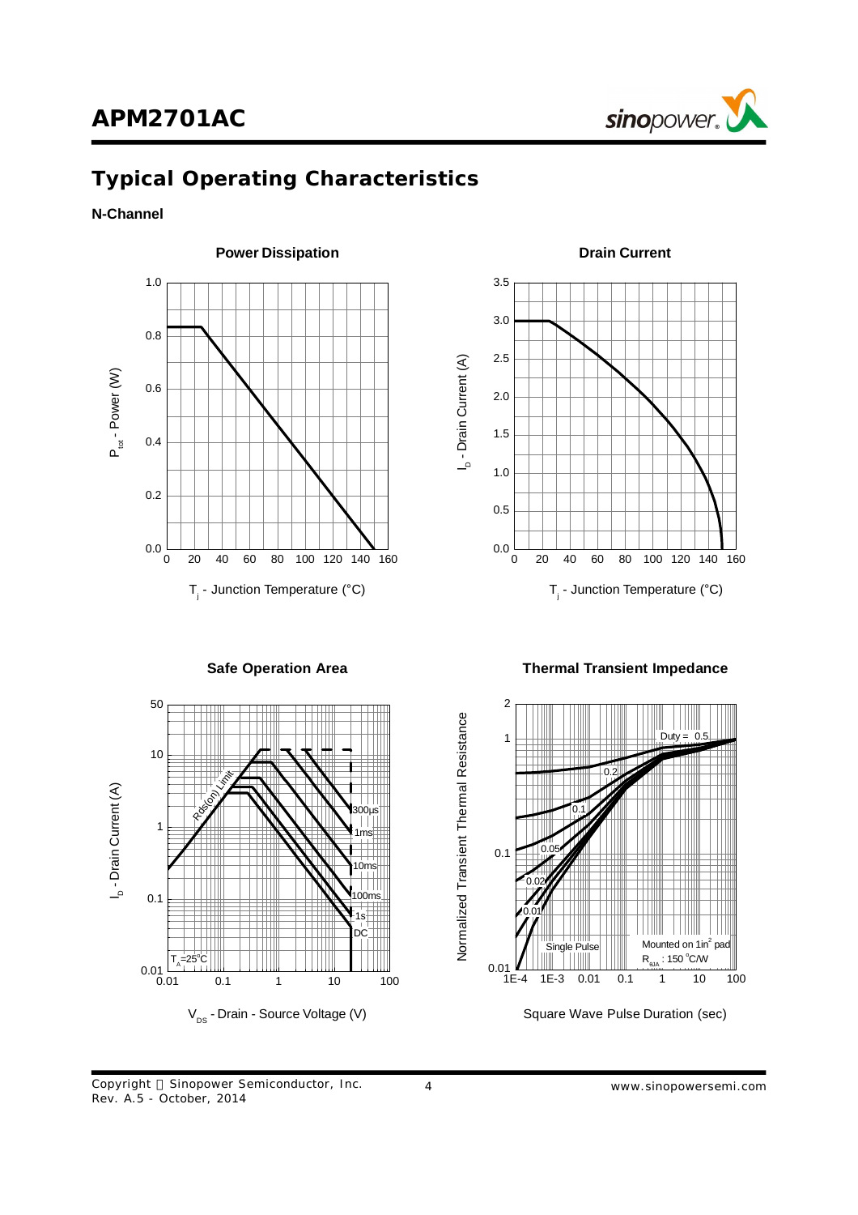## Typical Operating Characteristics

**N-Channel**

**Power Dissipation**

$P_{tot}$ - Power (W)

1.0
0.8
0.6
0.4
0.2
0.0

0 20 40 60 80 100 120 140 160

$T_j$ - Junction Temperature (°C)

**Drain Current**

$I_D$ - Drain Current (A)

3.5
3.0
2.5
2.0
1.5
1.0
0.5
0.0

0 20 40 60 80 100 120 140 160

$T_j$ - Junction Temperature (°C)

**Safe Operation Area**

$I_D$ - Drain Current (A)

50
10
1
0.1
0.01

0.01 0.1 1 10 100

$V_{DS}$ - Drain - Source Voltage (V)

Rds(on) Limit

300µs
1ms
10ms
100ms
1s
DC

$T_A$=25°C

**Thermal Transient Impedance**

Normalized Transient Thermal Resistance

2
1
0.1
0.01

1E-4 1E-3 0.01 0.1 1 10 100

Square Wave Pulse Duration (sec)

Duty = 0.5
0.2
0.1
0.05
0.02
0.01
Single Pulse

Mounted on 1in$^2$ pad
$R_{\theta JA}$ : 150 °C/W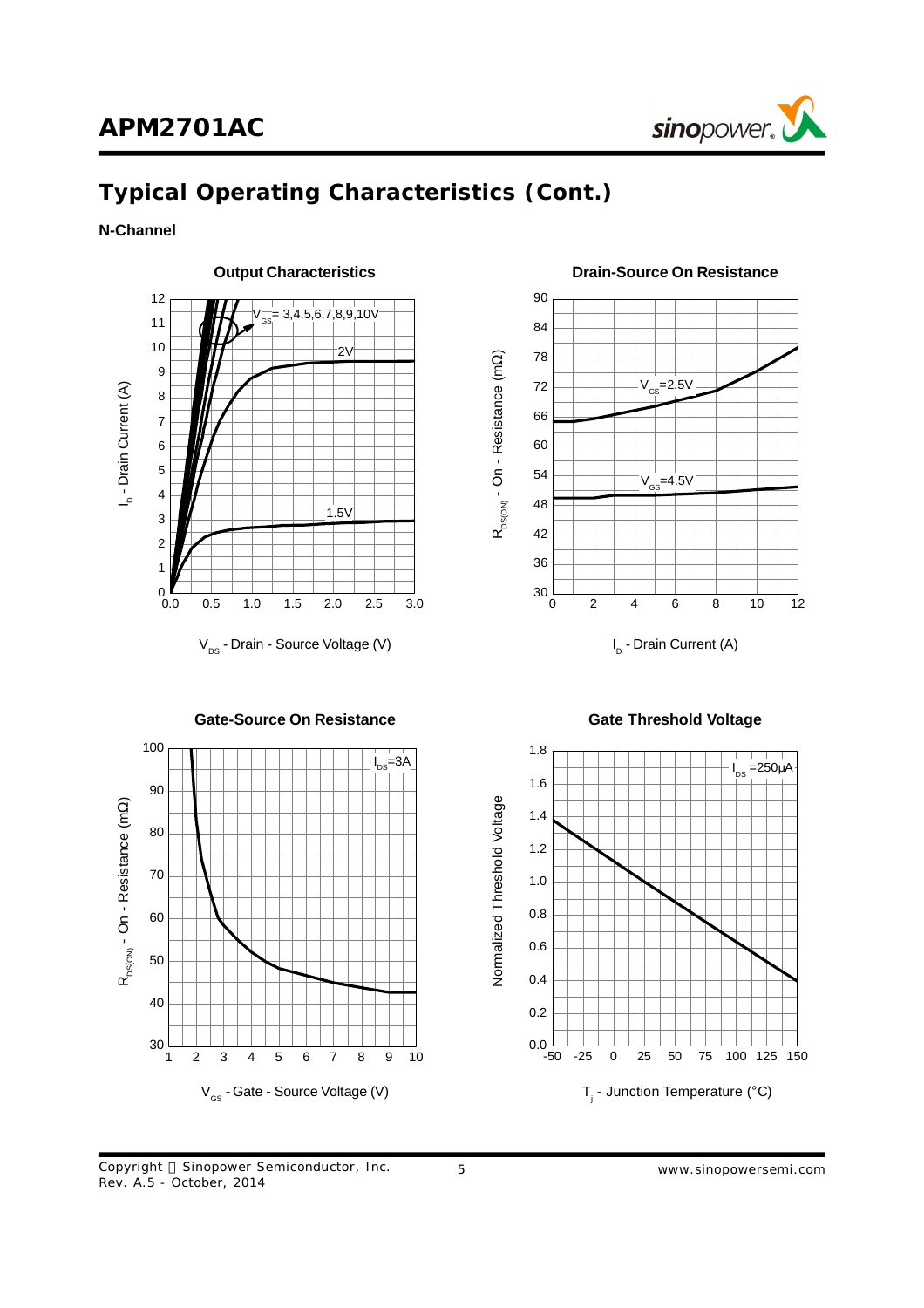# Typical Operating Characteristics (Cont.)

**N-Channel**

**Output Characteristics**

$I_D$ - Drain Current (A)

0 1 2 3 4 5 6 7 8 9 10 11 12

$V_{GS}$= 3,4,5,6,7,8,9,10V

2V

1.5V

0.0 0.5 1.0 1.5 2.0 2.5 3.0

$V_{DS}$ - Drain - Source Voltage (V)

**Drain-Source On Resistance**

$R_{DS(ON)}$ - On - Resistance (mΩ)

30 36 42 48 54 60 66 72 78 84 90

$V_{GS}$=2.5V

$V_{GS}$=4.5V

0 2 4 6 8 10 12

$I_D$ - Drain Current (A)

**Gate-Source On Resistance**

$R_{DS(ON)}$ - On - Resistance (mΩ)

30 40 50 60 70 80 90 100

$I_{DS}$=3A

1 2 3 4 5 6 7 8 9 10

$V_{GS}$ - Gate - Source Voltage (V)

**Gate Threshold Voltage**

Normalized Threshold Voltage

0.0 0.2 0.4 0.6 0.8 1.0 1.2 1.4 1.6 1.8

$I_{DS}$ =250µA

-50 -25 0 25 50 75 100 125 150

$T_j$ - Junction Temperature (°C)

Copyright © Sinopower Semiconductor, Inc.
Rev. A.5 - October, 2014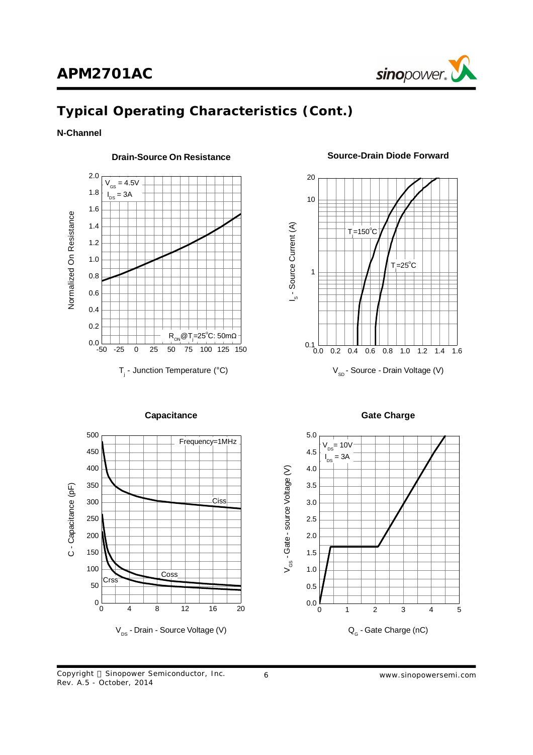## Typical Operating Characteristics (Cont.)

**N-Channel**

**Drain-Source On Resistance**

$V_{GS}$ = 4.5V
$I_{DS}$ = 3A

$R_{ON}$@$T_j$=25°C: 50mΩ

Normalized On Resistance

2.0
1.8
1.6
1.4
1.2
1.0
0.8
0.6
0.4
0.2
0.0

-50 -25 0 25 50 75 100 125 150

$T_j$ - Junction Temperature (°C)

**Source-Drain Diode Forward**

$T_j$=150°C

$T_j$=25°C

$I_S$ - Source Current (A)

20
10
1
0.1

0.0 0.2 0.4 0.6 0.8 1.0 1.2 1.4 1.6

$V_{SD}$ - Source - Drain Voltage (V)

**Capacitance**

Frequency=1MHz

Ciss

Coss

Crss

C - Capacitance (pF)

500
450
400
350
300
250
200
150
100
50
0

0 4 8 12 16 20

$V_{DS}$ - Drain - Source Voltage (V)

**Gate Charge**

$V_{DS}$= 10V
$I_{DS}$ = 3A

$V_{GS}$ - Gate - source Voltage (V)

5.0
4.5
4.0
3.5
3.0
2.5
2.0
1.5
1.0
0.5
0.0

0 1 2 3 4 5

$Q_G$ - Gate Charge (nC)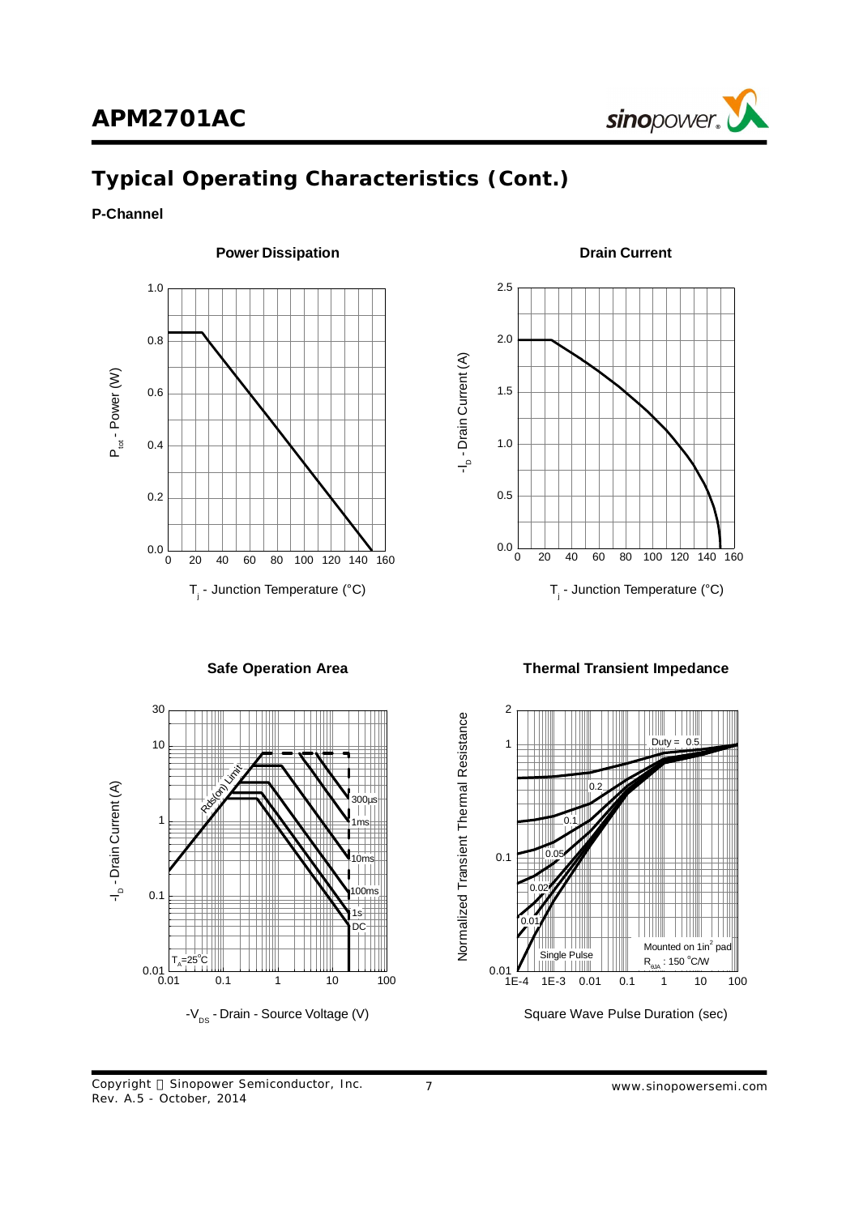## Typical Operating Characteristics (Cont.)

**P-Channel**

**Power Dissipation**

$P_{tot}$ - Power (W)

1.0
0.8
0.6
0.4
0.2
0.0

0 20 40 60 80 100 120 140 160

$T_j$ - Junction Temperature (°C)

**Drain Current**

$-I_D$ - Drain Current (A)

2.5
2.0
1.5
1.0
0.5
0.0

0 20 40 60 80 100 120 140 160

$T_j$ - Junction Temperature (°C)

**Safe Operation Area**

$-I_D$ - Drain Current (A)

30
10
1
0.1
0.01

0.01 0.1 1 10 100

Rds(on) Limit

300µs
1ms
10ms
100ms
1s
DC

$T_A$=25°C

$-V_{DS}$ - Drain - Source Voltage (V)

**Thermal Transient Impedance**

Normalized Transient Thermal Resistance

2
1
0.1
0.01

1E-4 1E-3 0.01 0.1 1 10 100

Duty = 0.5
0.2
0.1
0.05
0.02
0.01
Single Pulse

Mounted on 1in$^2$ pad
$R_{\theta JA}$ : 150 °C/W

Square Wave Pulse Duration (sec)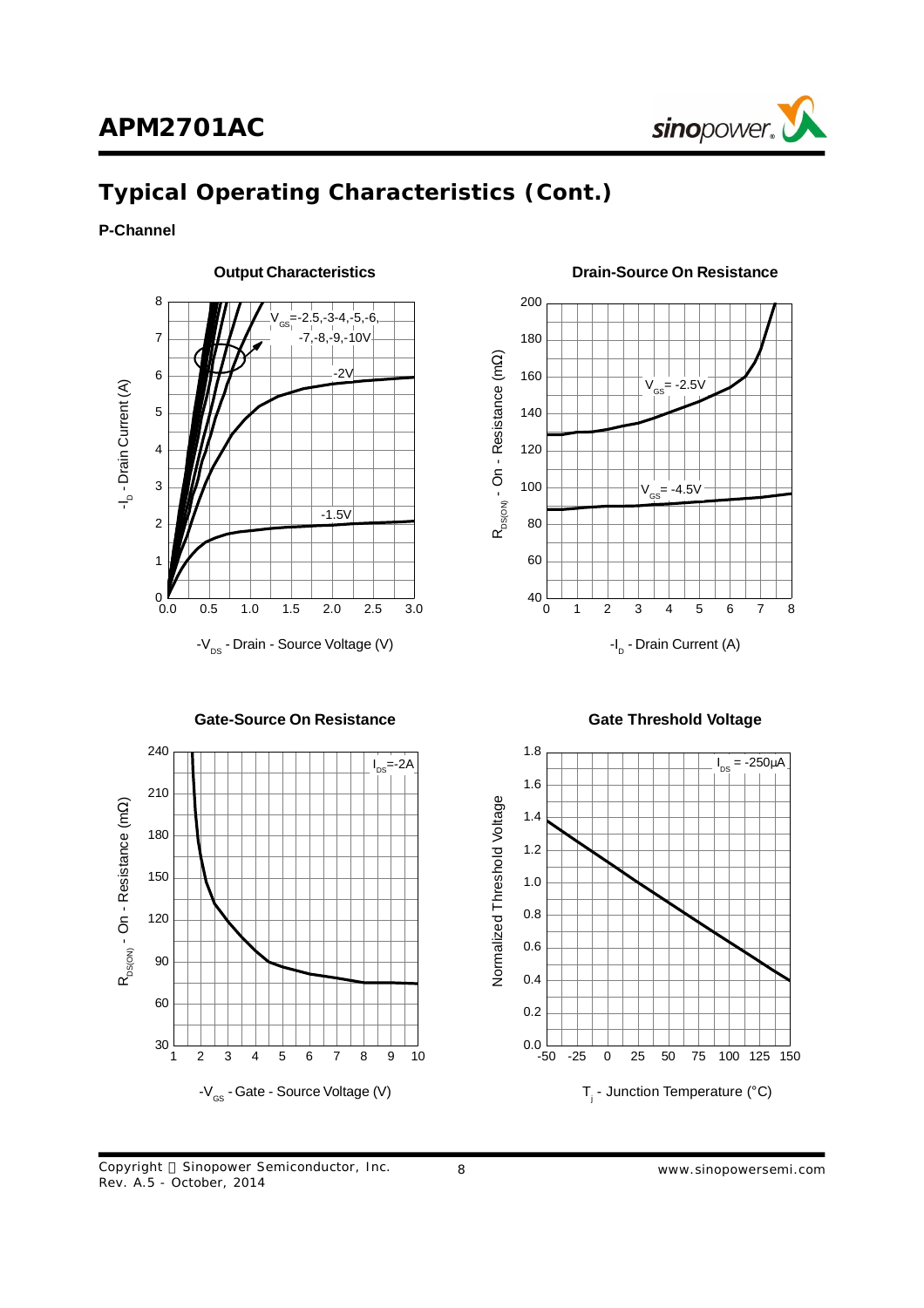## Typical Operating Characteristics (Cont.)

**P-Channel**

**Output Characteristics**

$V_{GS}$=-2.5,-3-4,-5,-6,
-7,-8,-9,-10V

-2V

-1.5V

$-I_D$ - Drain Current (A)

0
1
2
3
4
5
6
7
8

0.0
0.5
1.0
1.5
2.0
2.5
3.0

$-V_{DS}$ - Drain - Source Voltage (V)

**Drain-Source On Resistance**

$V_{GS}$= -2.5V

$V_{GS}$= -4.5V

$R_{DS(ON)}$ - On - Resistance (mΩ)

40
60
80
100
120
140
160
180
200

0
1
2
3
4
5
6
7
8

$-I_D$ - Drain Current (A)

**Gate-Source On Resistance**

$I_{DS}$=-2A

$R_{DS(ON)}$ - On - Resistance (mΩ)

30
60
90
120
150
180
210
240

1
2
3
4
5
6
7
8
9
10

$-V_{GS}$ - Gate - Source Voltage (V)

**Gate Threshold Voltage**

$I_{DS}$ = -250μA

Normalized Threshold Voltage

0.0
0.2
0.4
0.6
0.8
1.0
1.2
1.4
1.6
1.8

-50
-25
0
25
50
75
100
125
150

$T_j$ - Junction Temperature (°C)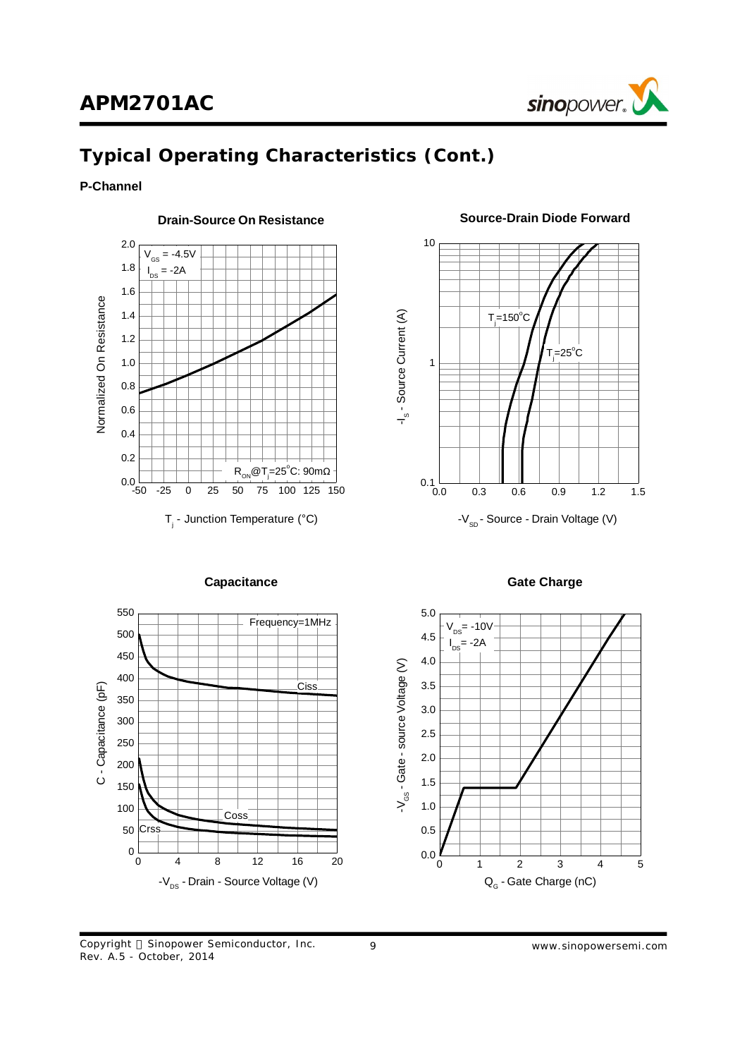## Typical Operating Characteristics (Cont.)

**P-Channel**

**Drain-Source On Resistance**

$V_{GS}$ = -4.5V
$I_{DS}$ = -2A

$R_{ON}$@$T_j$=25°C: 90mΩ

Normalized On Resistance

$T_j$ - Junction Temperature (°C)

**Source-Drain Diode Forward**

$T_j$=150°C

$T_j$=25°C

$-I_S$ - Source Current (A)

$-V_{SD}$ - Source - Drain Voltage (V)

**Capacitance**

Frequency=1MHz

Ciss

Coss

Crss

C - Capacitance (pF)

$-V_{DS}$ - Drain - Source Voltage (V)

**Gate Charge**

$V_{DS}$= -10V
$I_{DS}$= -2A

$-V_{GS}$ - Gate - source Voltage (V)

$Q_G$ - Gate Charge (nC)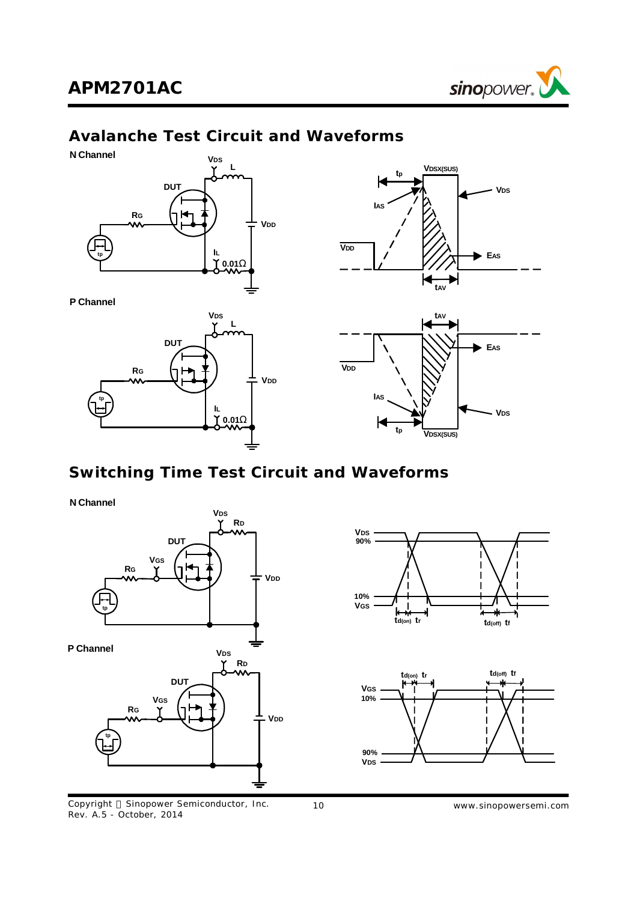## Avalanche Test Circuit and Waveforms

N Channel

VDS
L
DUT
RG
VDD
tp
IL
0.01Ω

tp
VDSX(SUS)
VDS
IAS
VDD
EAS
tAV

P Channel

VDS
L
DUT
RG
VDD
tp
IL
0.01Ω

tAV
EAS
VDD
IAS
VDS
tp
VDSX(SUS)

## Switching Time Test Circuit and Waveforms

N Channel

VDS
RD
DUT
VGS
RG
VDD
tp

VDS
90%
10%
VGS
td(on) tr
td(off) tf

P Channel

VDS
RD
DUT
VGS
RG
VDD
tp

td(on) tr
td(off) tf
VGS
10%
90%
VDS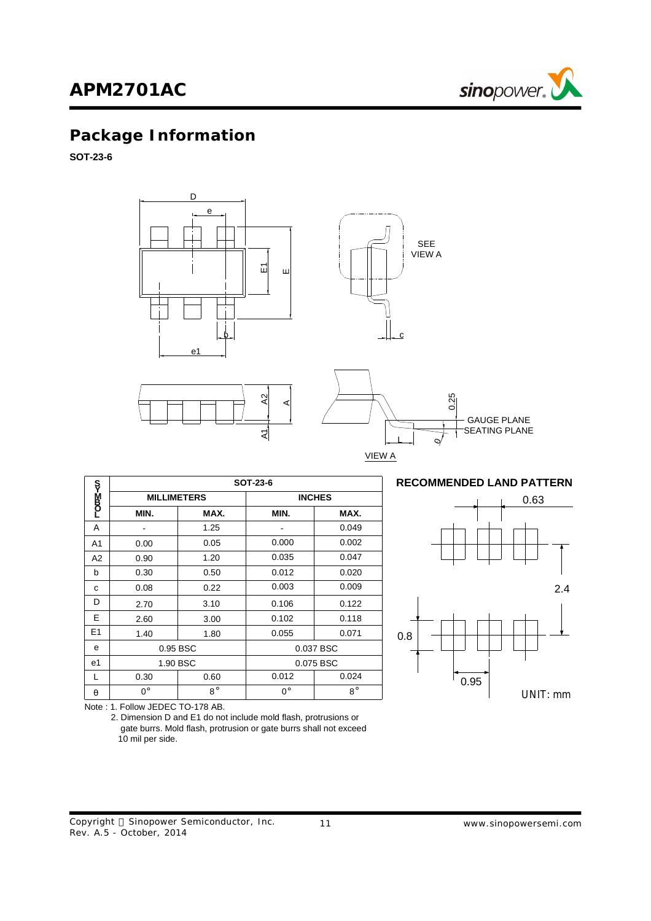## Package Information

**SOT-23-6**

D
e
E1
E
b
e1
SEE VIEW A
c
A2
A
A1
0.25
GAUGE PLANE
SEATING PLANE
L
θ
VIEW A

| SYMBOL | SOT-23-6 | | | |
|---|---|---|---|---|
| | MILLIMETERS | | INCHES | |
| | MIN. | MAX. | MIN. | MAX. |
| A | - | 1.25 | - | 0.049 |
| A1 | 0.00 | 0.05 | 0.000 | 0.002 |
| A2 | 0.90 | 1.20 | 0.035 | 0.047 |
| b | 0.30 | 0.50 | 0.012 | 0.020 |
| c | 0.08 | 0.22 | 0.003 | 0.009 |
| D | 2.70 | 3.10 | 0.106 | 0.122 |
| E | 2.60 | 3.00 | 0.102 | 0.118 |
| E1 | 1.40 | 1.80 | 0.055 | 0.071 |
| e | 0.95 BSC | | 0.037 BSC | |
| e1 | 1.90 BSC | | 0.075 BSC | |
| L | 0.30 | 0.60 | 0.012 | 0.024 |
| θ | 0° | 8° | 0° | 8° |

Note : 1. Follow JEDEC TO-178 AB.
2. Dimension D and E1 do not include mold flash, protrusions or gate burrs. Mold flash, protrusion or gate burrs shall not exceed 10 mil per side.

**RECOMMENDED LAND PATTERN**

0.63
2.4
0.8
0.95
UNIT: mm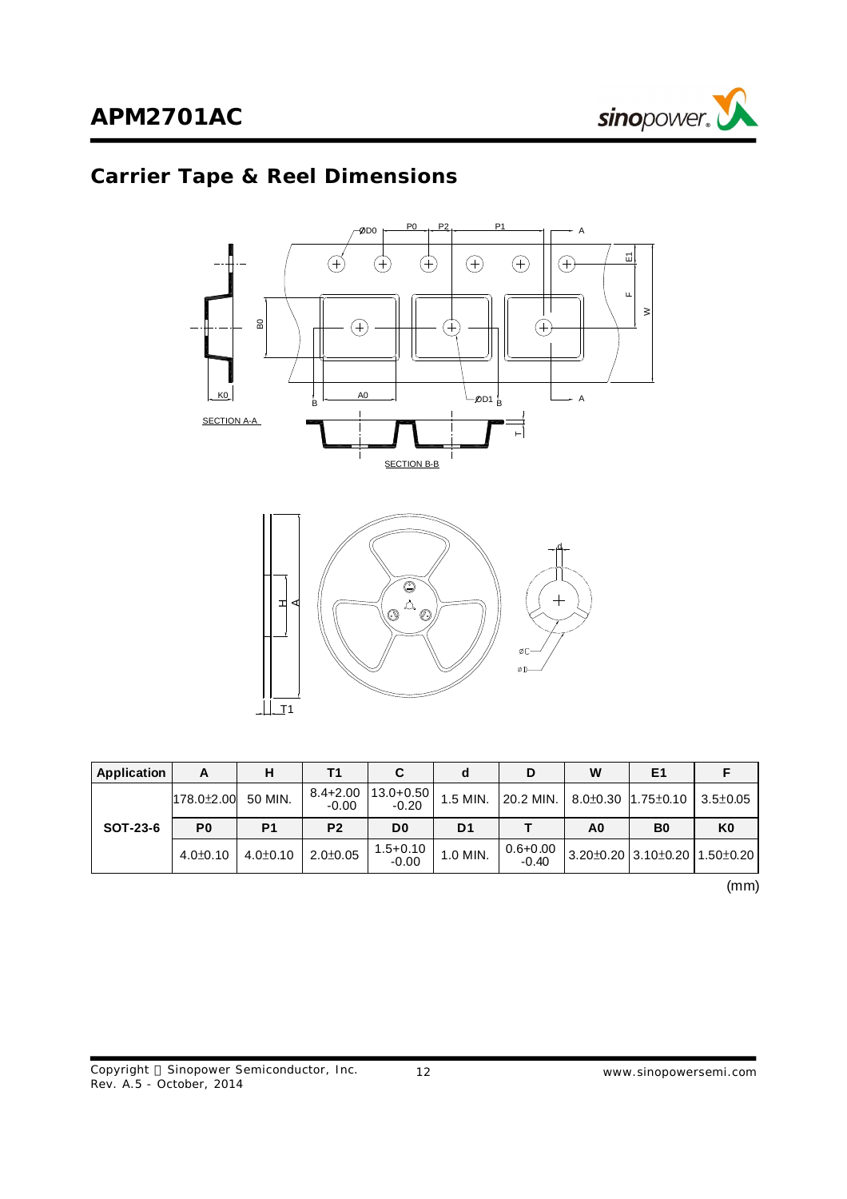## Carrier Tape & Reel Dimensions

| Application | A | H | T1 | C | d | D | W | E1 | F |
|---|---|---|---|---|---|---|---|---|---|
| SOT-23-6 | 178.0±2.00 | 50 MIN. | 8.4+2.00 -0.00 | 13.0+0.50 -0.20 | 1.5 MIN. | 20.2 MIN. | 8.0±0.30 | 1.75±0.10 | 3.5±0.05 |
| | **P0** | **P1** | **P2** | **D0** | **D1** | **T** | **A0** | **B0** | **K0** |
| | 4.0±0.10 | 4.0±0.10 | 2.0±0.05 | 1.5+0.10 -0.00 | 1.0 MIN. | 0.6+0.00 -0.40 | 3.20±0.20 | 3.10±0.20 | 1.50±0.20 |

(mm)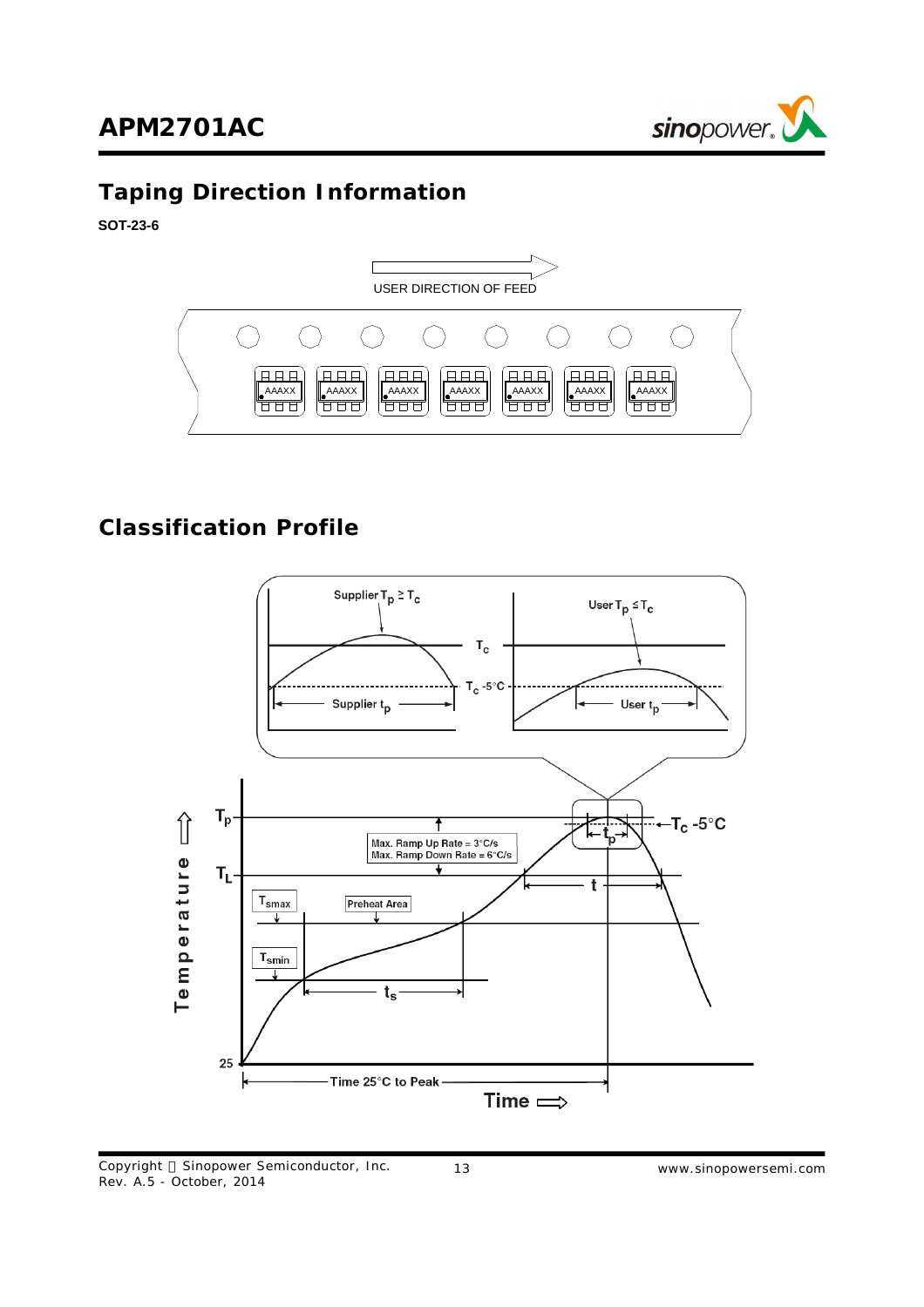## Taping Direction Information

**SOT-23-6**

USER DIRECTION OF FEED

AAAXX AAAXX AAAXX AAAXX AAAXX AAAXX AAAXX

## Classification Profile

Supplier $T_p \geq T_c$

User $T_p \leq T_c$

$T_c$

$T_c$ -5°C

Supplier $t_p$

User $t_p$

$T_p$

$T_c$ -5°C

$t_p$

Max. Ramp Up Rate = 3°C/s
Max. Ramp Down Rate = 6°C/s

$T_L$

t

$T_{smax}$

Preheat Area

$T_{smin}$

$t_s$

Temperature

25

Time 25°C to Peak

Time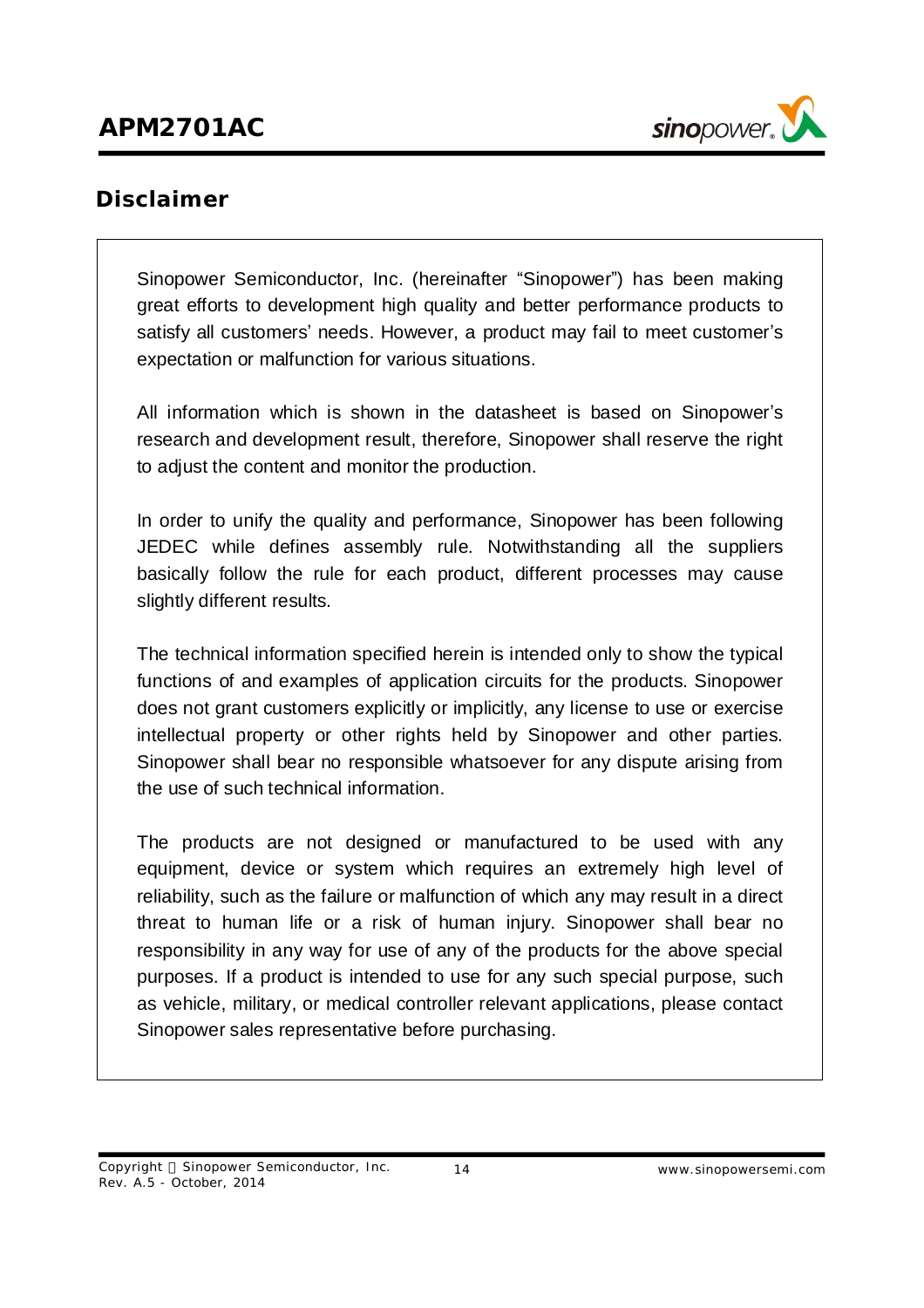## Disclaimer

Sinopower Semiconductor, Inc. (hereinafter “Sinopower”) has been making great efforts to development high quality and better performance products to satisfy all customers’ needs. However, a product may fail to meet customer’s expectation or malfunction for various situations.

All information which is shown in the datasheet is based on Sinopower’s research and development result, therefore, Sinopower shall reserve the right to adjust the content and monitor the production.

In order to unify the quality and performance, Sinopower has been following JEDEC while defines assembly rule. Notwithstanding all the suppliers basically follow the rule for each product, different processes may cause slightly different results.

The technical information specified herein is intended only to show the typical functions of and examples of application circuits for the products. Sinopower does not grant customers explicitly or implicitly, any license to use or exercise intellectual property or other rights held by Sinopower and other parties. Sinopower shall bear no responsible whatsoever for any dispute arising from the use of such technical information.

The products are not designed or manufactured to be used with any equipment, device or system which requires an extremely high level of reliability, such as the failure or malfunction of which any may result in a direct threat to human life or a risk of human injury. Sinopower shall bear no responsibility in any way for use of any of the products for the above special purposes. If a product is intended to use for any such special purpose, such as vehicle, military, or medical controller relevant applications, please contact Sinopower sales representative before purchasing.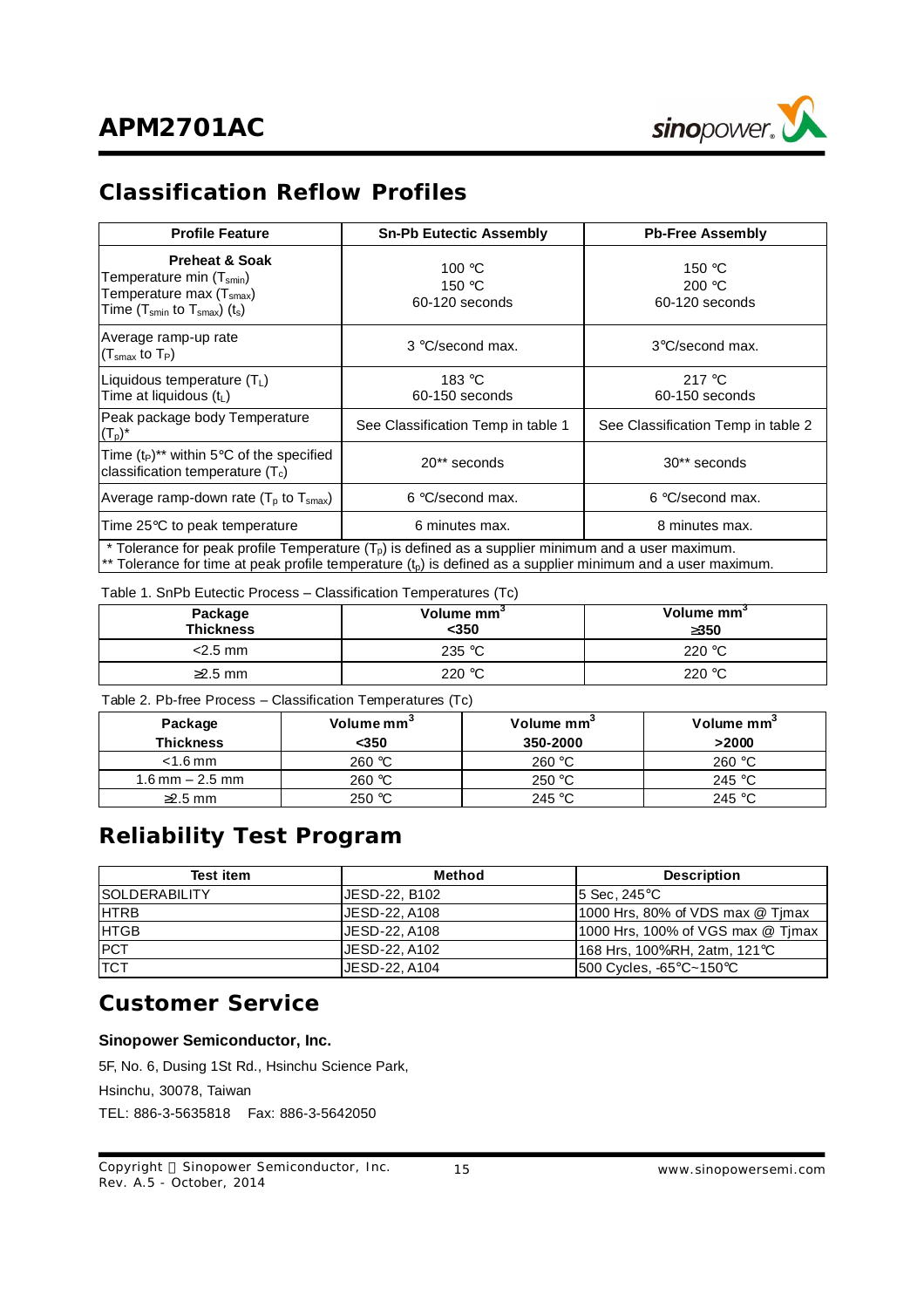# Classification Reflow Profiles

| Profile Feature | Sn-Pb Eutectic Assembly | Pb-Free Assembly |
|---|---|---|
| **Preheat & Soak**<br>Temperature min ($T_{smin}$)<br>Temperature max ($T_{smax}$)<br>Time ($T_{smin}$ to $T_{smax}$) ($t_s$) | 100 °C<br>150 °C<br>60-120 seconds | 150 °C<br>200 °C<br>60-120 seconds |
| Average ramp-up rate<br>($T_{smax}$ to $T_P$) | 3 °C/second max. | 3°C/second max. |
| Liquidous temperature ($T_L$)<br>Time at liquidous ($t_L$) | 183 °C<br>60-150 seconds | 217 °C<br>60-150 seconds |
| Peak package body Temperature ($T_p$)* | See Classification Temp in table 1 | See Classification Temp in table 2 |
| Time ($t_P$)** within 5°C of the specified classification temperature ($T_c$) | 20** seconds | 30** seconds |
| Average ramp-down rate ($T_p$ to $T_{smax}$) | 6 °C/second max. | 6 °C/second max. |
| Time 25°C to peak temperature | 6 minutes max. | 8 minutes max. |

\* Tolerance for peak profile Temperature ($T_p$) is defined as a supplier minimum and a user maximum.
\** Tolerance for time at peak profile temperature ($t_p$) is defined as a supplier minimum and a user maximum.

Table 1. SnPb Eutectic Process – Classification Temperatures (Tc)

| Package Thickness | Volume mm³ <350 | Volume mm³ ≥350 |
|---|---|---|
| <2.5 mm | 235 °C | 220 °C |
| ≥2.5 mm | 220 °C | 220 °C |

Table 2. Pb-free Process – Classification Temperatures (Tc)

| Package Thickness | Volume mm³ <350 | Volume mm³ 350-2000 | Volume mm³ >2000 |
|---|---|---|---|
| <1.6 mm | 260 °C | 260 °C | 260 °C |
| 1.6 mm – 2.5 mm | 260 °C | 250 °C | 245 °C |
| ≥2.5 mm | 250 °C | 245 °C | 245 °C |

# Reliability Test Program

| Test item | Method | Description |
|---|---|---|
| SOLDERABILITY | JESD-22, B102 | 5 Sec, 245°C |
| HTRB | JESD-22, A108 | 1000 Hrs, 80% of VDS max @ Tjmax |
| HTGB | JESD-22, A108 | 1000 Hrs, 100% of VGS max @ Tjmax |
| PCT | JESD-22, A102 | 168 Hrs, 100%RH, 2atm, 121°C |
| TCT | JESD-22, A104 | 500 Cycles, -65°C~150°C |

# Customer Service

**Sinopower Semiconductor, Inc.**

5F, No. 6, Dusing 1St Rd., Hsinchu Science Park,

Hsinchu, 30078, Taiwan

TEL: 886-3-5635818 Fax: 886-3-5642050